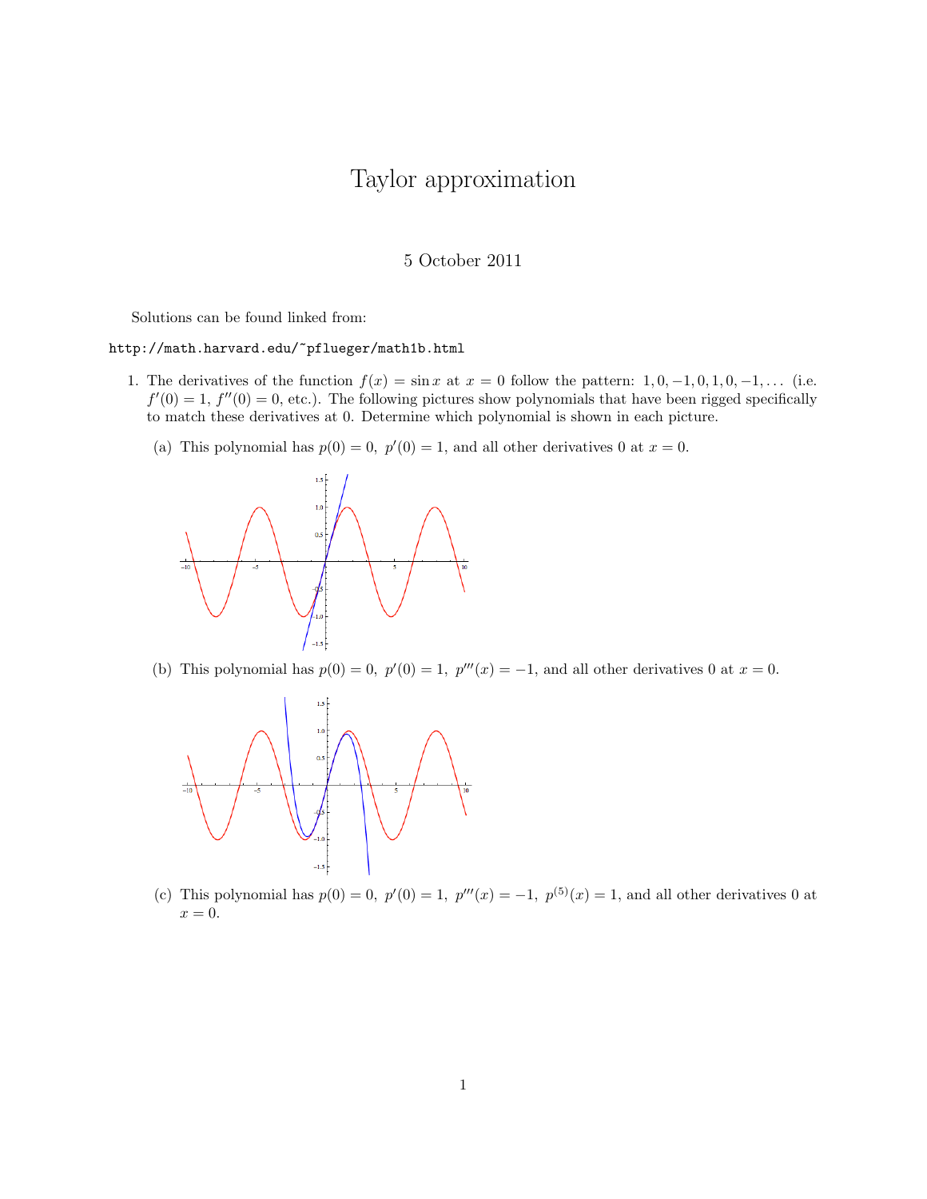# Taylor approximation

5 October 2011

Solutions can be found linked from:

```
http://math.harvard.edu/~pflueger/math1b.html
```

1. The derivatives of the function $f(x) = \sin x$ at $x = 0$ follow the pattern: $1, 0, -1, 0, 1, 0, -1, \ldots$ (i.e. $f'(0) = 1$, $f''(0) = 0$, etc.). The following pictures show polynomials that have been rigged specifically to match these derivatives at 0. Determine which polynomial is shown in each picture.

   (a) This polynomial has $p(0) = 0$, $p'(0) = 1$, and all other derivatives 0 at $x = 0$.

   1.5
   1.0
   0.5
   −10
   −5
   5
   10
   −0.5
   −1.0
   −1.5

   (b) This polynomial has $p(0) = 0$, $p'(0) = 1$, $p'''(x) = -1$, and all other derivatives 0 at $x = 0$.

   1.5
   1.0
   0.5
   −10
   −5
   5
   10
   −0.5
   −1.0
   −1.5

   (c) This polynomial has $p(0) = 0$, $p'(0) = 1$, $p'''(x) = -1$, $p^{(5)}(x) = 1$, and all other derivatives 0 at $x = 0$.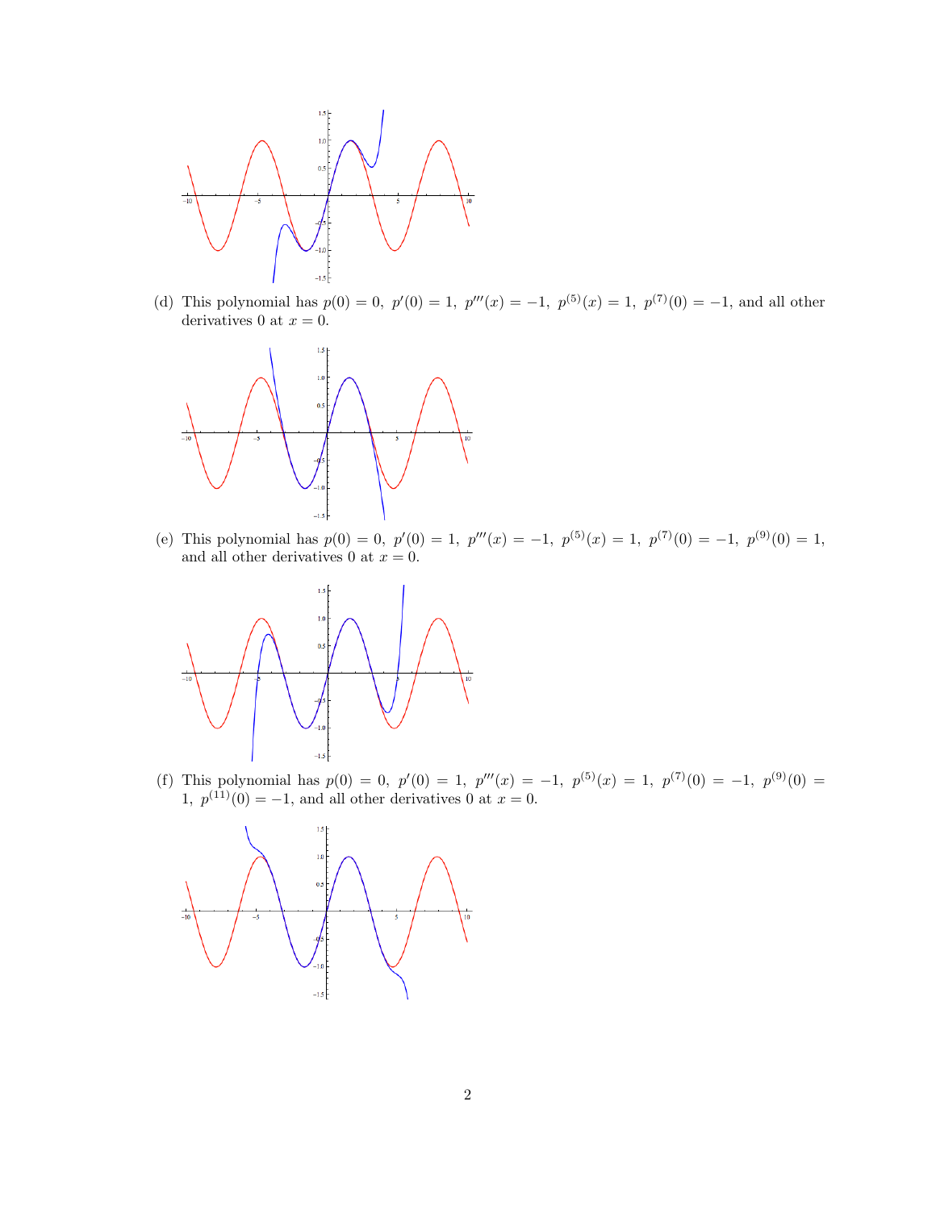1.5
1.0
0.5
-10
-5
5
10
-0.5
-1.0
-1.5

(d) This polynomial has $p(0) = 0,\ p'(0) = 1,\ p'''(x) = -1,\ p^{(5)}(x) = 1,\ p^{(7)}(0) = -1$, and all other derivatives 0 at $x = 0$.

1.5
1.0
0.5
-10
-5
5
10
-0.5
-1.0
-1.5

(e) This polynomial has $p(0) = 0,\ p'(0) = 1,\ p'''(x) = -1,\ p^{(5)}(x) = 1,\ p^{(7)}(0) = -1,\ p^{(9)}(0) = 1$, and all other derivatives 0 at $x = 0$.

1.5
1.0
0.5
-10
-5
5
10
-0.5
-1.0
-1.5

(f) This polynomial has $p(0) = 0,\ p'(0) = 1,\ p'''(x) = -1,\ p^{(5)}(x) = 1,\ p^{(7)}(0) = -1,\ p^{(9)}(0) = 1,\ p^{(11)}(0) = -1$, and all other derivatives 0 at $x = 0$.

1.5
1.0
0.5
-10
-5
5
10
-0.5
-1.0
-1.5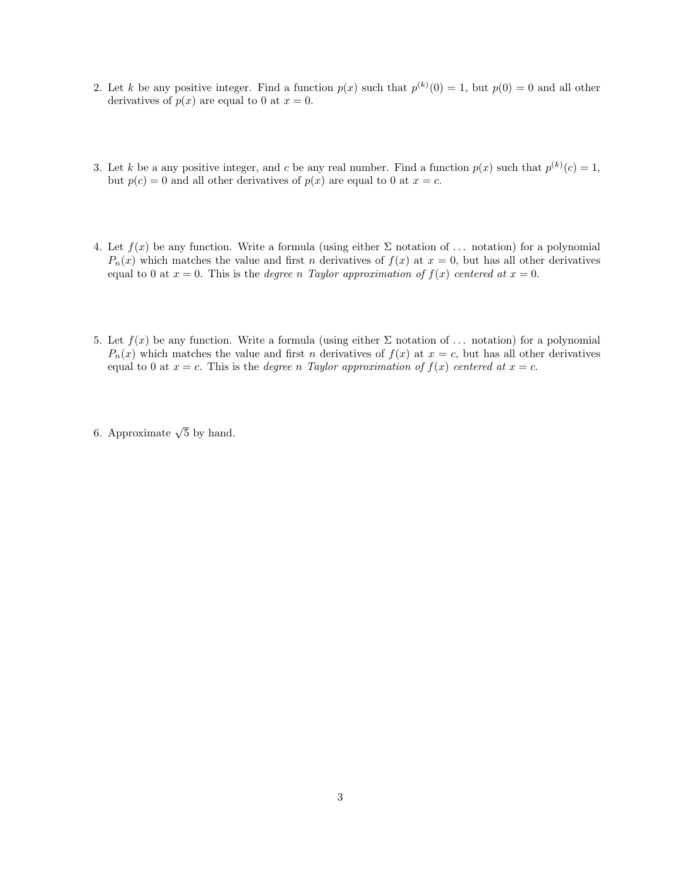2. Let $k$ be any positive integer. Find a function $p(x)$ such that $p^{(k)}(0) = 1$, but $p(0) = 0$ and all other derivatives of $p(x)$ are equal to 0 at $x = 0$.

3. Let $k$ be a any positive integer, and $c$ be any real number. Find a function $p(x)$ such that $p^{(k)}(c) = 1$, but $p(c) = 0$ and all other derivatives of $p(x)$ are equal to 0 at $x = c$.

4. Let $f(x)$ be any function. Write a formula (using either $\Sigma$ notation of $\ldots$ notation) for a polynomial $P_n(x)$ which matches the value and first $n$ derivatives of $f(x)$ at $x = 0$, but has all other derivatives equal to 0 at $x = 0$. This is the *degree $n$ Taylor approximation of $f(x)$ centered at $x = 0$.*

5. Let $f(x)$ be any function. Write a formula (using either $\Sigma$ notation of $\ldots$ notation) for a polynomial $P_n(x)$ which matches the value and first $n$ derivatives of $f(x)$ at $x = c$, but has all other derivatives equal to 0 at $x = c$. This is the *degree $n$ Taylor approximation of $f(x)$ centered at $x = c$.*

6. Approximate $\sqrt{5}$ by hand.